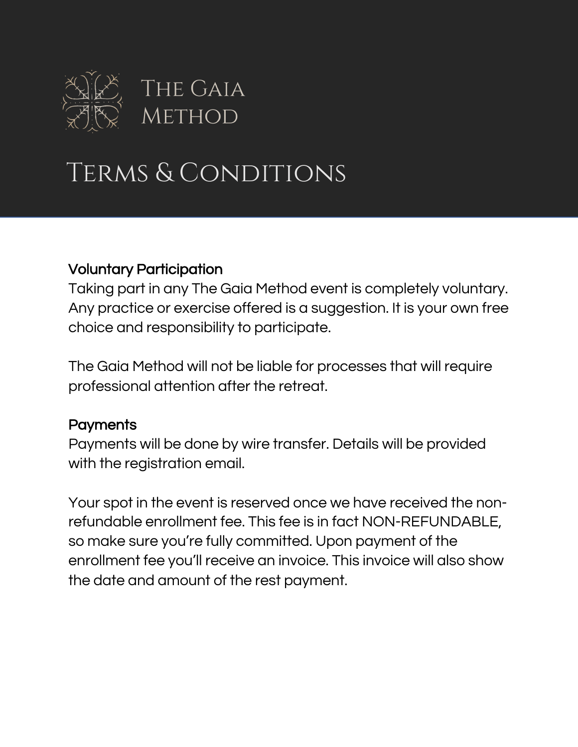# The Gaia Method

## Terms & Conditions

### Voluntary Participation

Taking part in any The Gaia Method event is completely voluntary. Any practice or exercise offered is a suggestion. It is your own free choice and responsibility to participate.

The Gaia Method will not be liable for processes that will require professional attention after the retreat.

### Payments

Payments will be done by wire transfer. Details will be provided with the registration email.

Your spot in the event is reserved once we have received the non-refundable enrollment fee. This fee is in fact NON-REFUNDABLE, so make sure you're fully committed. Upon payment of the enrollment fee you'll receive an invoice. This invoice will also show the date and amount of the rest payment.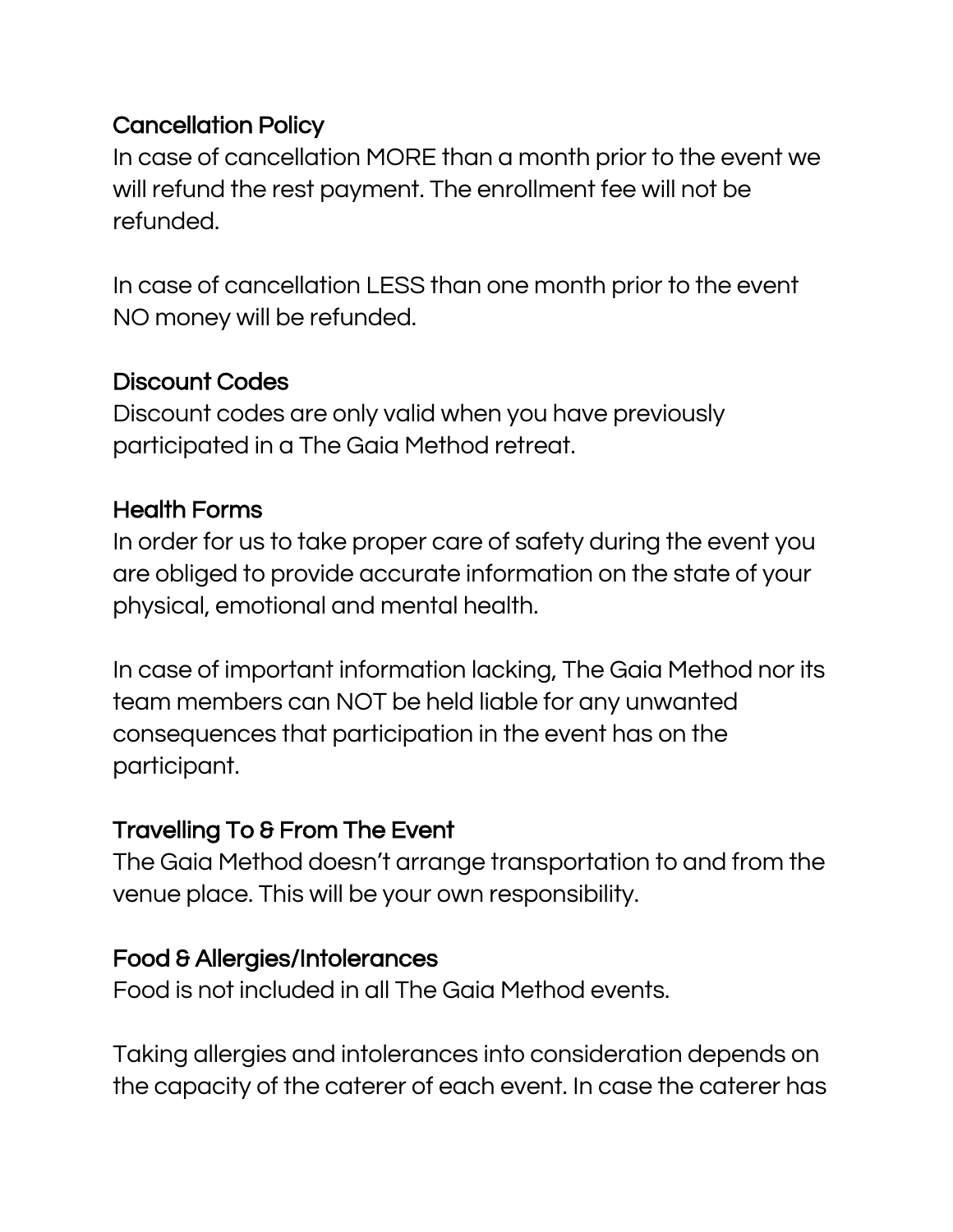## Cancellation Policy

In case of cancellation MORE than a month prior to the event we will refund the rest payment. The enrollment fee will not be refunded.

In case of cancellation LESS than one month prior to the event NO money will be refunded.

## Discount Codes

Discount codes are only valid when you have previously participated in a The Gaia Method retreat.

## Health Forms

In order for us to take proper care of safety during the event you are obliged to provide accurate information on the state of your physical, emotional and mental health.

In case of important information lacking, The Gaia Method nor its team members can NOT be held liable for any unwanted consequences that participation in the event has on the participant.

## Travelling To & From The Event

The Gaia Method doesn't arrange transportation to and from the venue place. This will be your own responsibility.

## Food & Allergies/Intolerances

Food is not included in all The Gaia Method events.

Taking allergies and intolerances into consideration depends on the capacity of the caterer of each event. In case the caterer has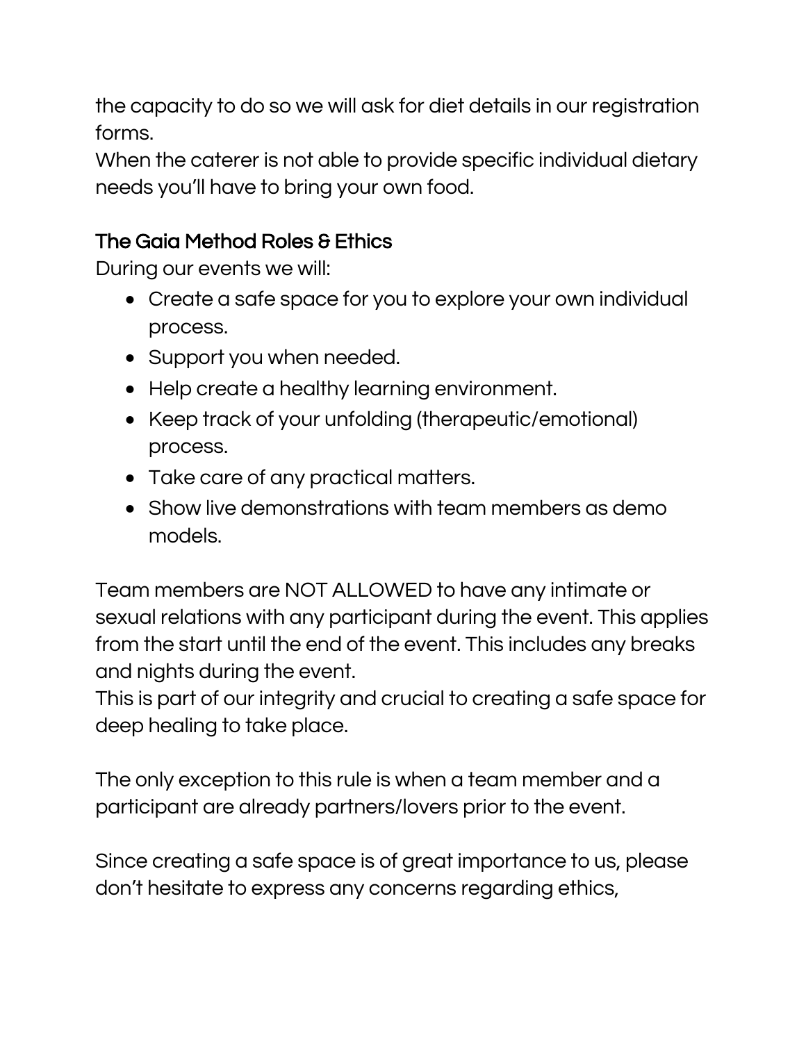the capacity to do so we will ask for diet details in our registration forms.
When the caterer is not able to provide specific individual dietary needs you'll have to bring your own food.

## The Gaia Method Roles & Ethics

During our events we will:

- Create a safe space for you to explore your own individual process.
- Support you when needed.
- Help create a healthy learning environment.
- Keep track of your unfolding (therapeutic/emotional) process.
- Take care of any practical matters.
- Show live demonstrations with team members as demo models.

Team members are NOT ALLOWED to have any intimate or sexual relations with any participant during the event. This applies from the start until the end of the event. This includes any breaks and nights during the event.
This is part of our integrity and crucial to creating a safe space for deep healing to take place.

The only exception to this rule is when a team member and a participant are already partners/lovers prior to the event.

Since creating a safe space is of great importance to us, please don't hesitate to express any concerns regarding ethics,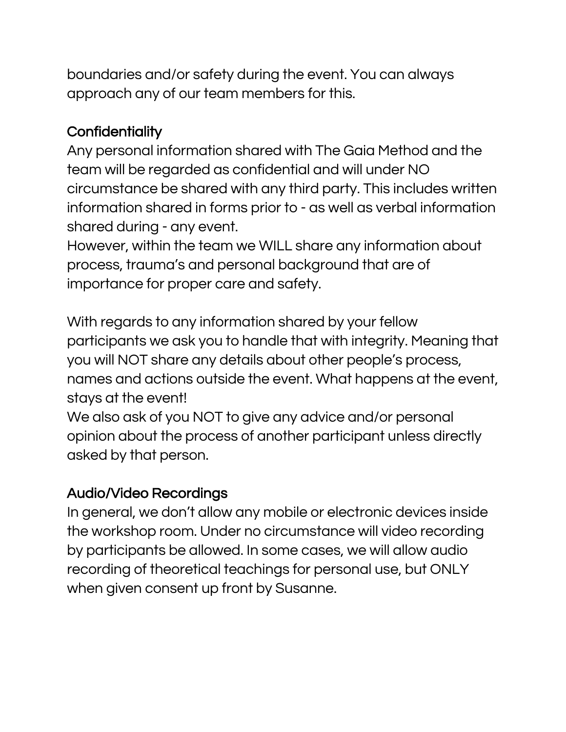boundaries and/or safety during the event. You can always approach any of our team members for this.

## Confidentiality

Any personal information shared with The Gaia Method and the team will be regarded as confidential and will under NO circumstance be shared with any third party. This includes written information shared in forms prior to - as well as verbal information shared during - any event.
However, within the team we WILL share any information about process, trauma's and personal background that are of importance for proper care and safety.

With regards to any information shared by your fellow participants we ask you to handle that with integrity. Meaning that you will NOT share any details about other people's process, names and actions outside the event. What happens at the event, stays at the event!
We also ask of you NOT to give any advice and/or personal opinion about the process of another participant unless directly asked by that person.

## Audio/Video Recordings

In general, we don't allow any mobile or electronic devices inside the workshop room. Under no circumstance will video recording by participants be allowed. In some cases, we will allow audio recording of theoretical teachings for personal use, but ONLY when given consent up front by Susanne.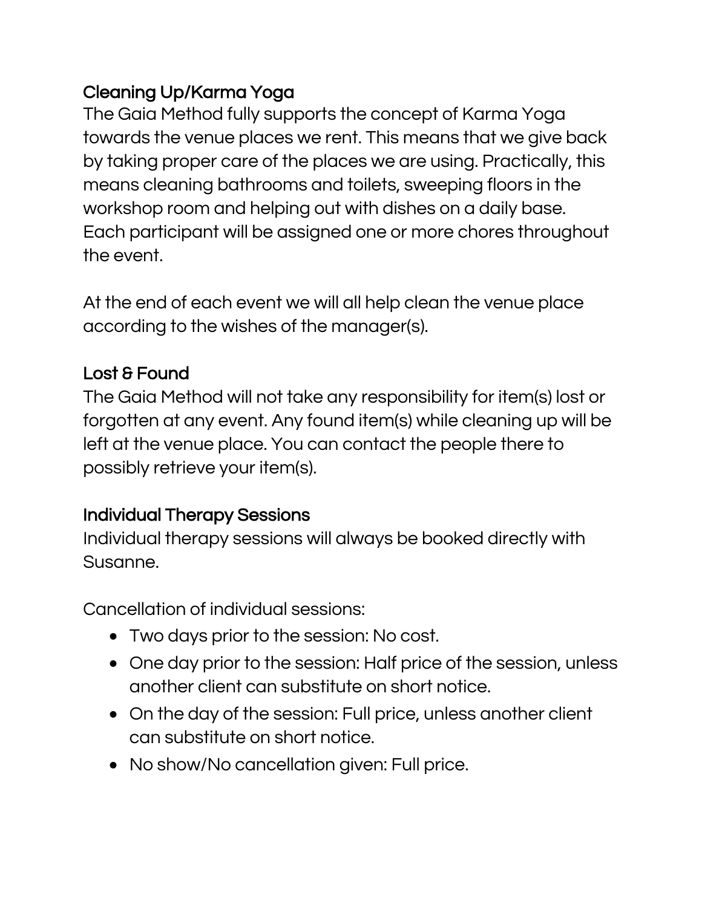## Cleaning Up/Karma Yoga

The Gaia Method fully supports the concept of Karma Yoga towards the venue places we rent. This means that we give back by taking proper care of the places we are using. Practically, this means cleaning bathrooms and toilets, sweeping floors in the workshop room and helping out with dishes on a daily base. Each participant will be assigned one or more chores throughout the event.

At the end of each event we will all help clean the venue place according to the wishes of the manager(s).

## Lost & Found

The Gaia Method will not take any responsibility for item(s) lost or forgotten at any event. Any found item(s) while cleaning up will be left at the venue place. You can contact the people there to possibly retrieve your item(s).

## Individual Therapy Sessions

Individual therapy sessions will always be booked directly with Susanne.

Cancellation of individual sessions:

- Two days prior to the session: No cost.
- One day prior to the session: Half price of the session, unless another client can substitute on short notice.
- On the day of the session: Full price, unless another client can substitute on short notice.
- No show/No cancellation given: Full price.